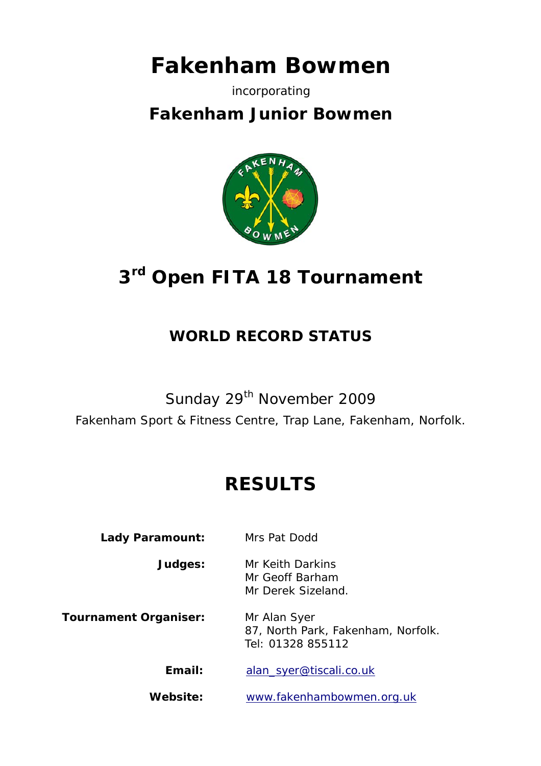# Fakenham Bowmen

incorporating

## Fakenham Junior Bowmen

# 3rd Open FITA 18 Tournament

## WORLD RECORD STATUS

Sunday 29th November 2009

Fakenham Sport & Fitness Centre, Trap Lane, Fakenham, Norfolk.

# RESULTS

**Lady Paramount:** Mrs Pat Dodd

**Judges:** Mr Keith Darkins
Mr Geoff Barham
Mr Derek Sizeland.

**Tournament Organiser:** Mr Alan Syer
87, North Park, Fakenham, Norfolk.
Tel: 01328 855112

**Email:** alan_syer@tiscali.co.uk

**Website:** www.fakenhambowmen.org.uk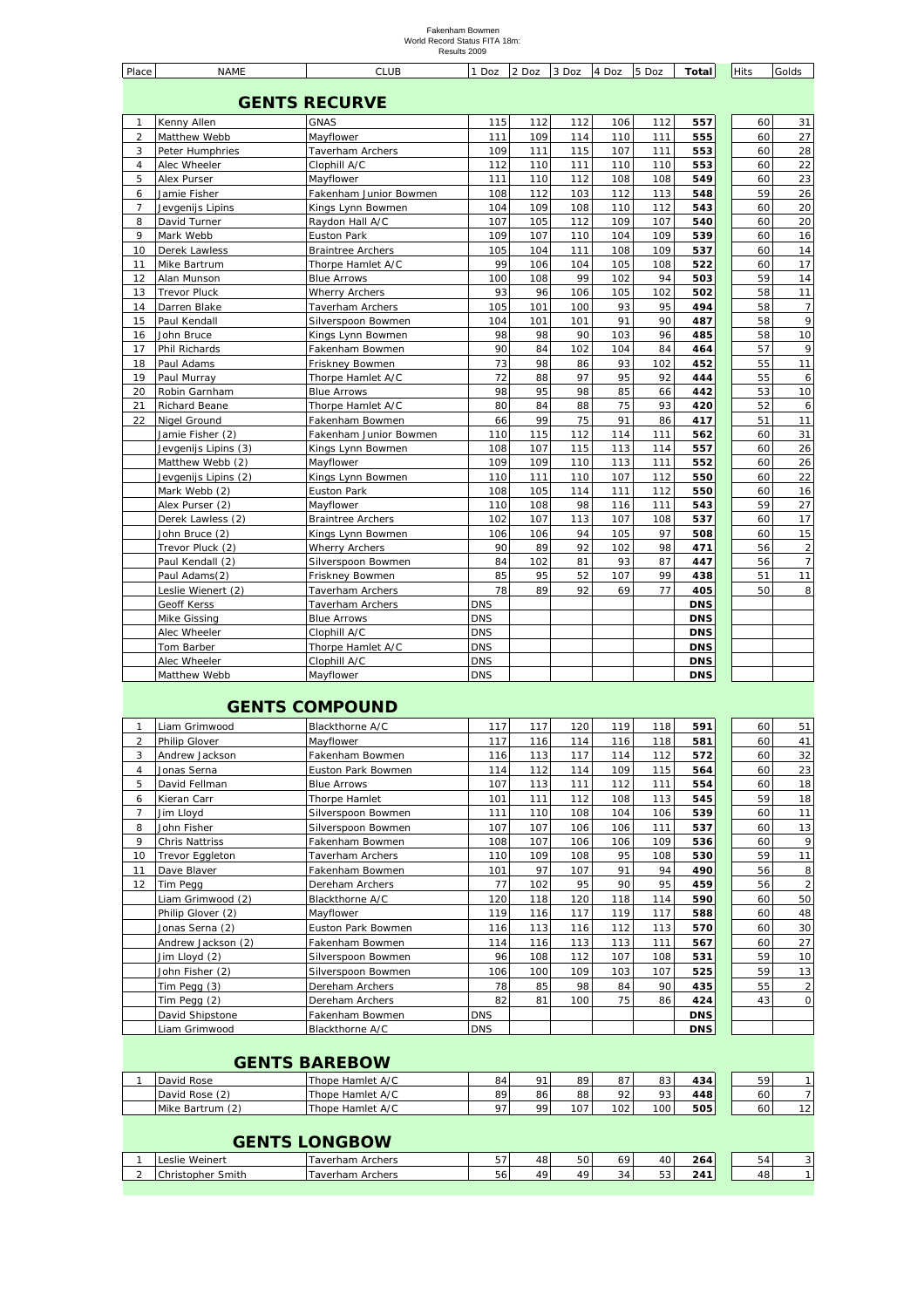Fakenham Bowmen
World Record Status FITA 18m:
Results 2009

| Place | NAME | CLUB | 1 Doz | 2 Doz | 3 Doz | 4 Doz | 5 Doz | Total | Hits | Golds |
|---|---|---|---|---|---|---|---|---|---|---|
| | **GENTS RECURVE** | | | | | | | | | |
| 1 | Kenny Allen | GNAS | 115 | 112 | 112 | 106 | 112 | **557** | 60 | 31 |
| 2 | Matthew Webb | Mayflower | 111 | 109 | 114 | 110 | 111 | **555** | 60 | 27 |
| 3 | Peter Humphries | Taverham Archers | 109 | 111 | 115 | 107 | 111 | **553** | 60 | 28 |
| 4 | Alec Wheeler | Clophill A/C | 112 | 110 | 111 | 110 | 110 | **553** | 60 | 22 |
| 5 | Alex Purser | Mayflower | 111 | 110 | 112 | 108 | 108 | **549** | 60 | 23 |
| 6 | Jamie Fisher | Fakenham Junior Bowmen | 108 | 112 | 103 | 112 | 113 | **548** | 59 | 26 |
| 7 | Jevgenijs Lipins | Kings Lynn Bowmen | 104 | 109 | 108 | 110 | 112 | **543** | 60 | 20 |
| 8 | David Turner | Raydon Hall A/C | 107 | 105 | 112 | 109 | 107 | **540** | 60 | 20 |
| 9 | Mark Webb | Euston Park | 109 | 107 | 110 | 104 | 109 | **539** | 60 | 16 |
| 10 | Derek Lawless | Braintree Archers | 105 | 104 | 111 | 108 | 109 | **537** | 60 | 14 |
| 11 | Mike Bartrum | Thorpe Hamlet A/C | 99 | 106 | 104 | 105 | 108 | **522** | 60 | 17 |
| 12 | Alan Munson | Blue Arrows | 100 | 108 | 99 | 102 | 94 | **503** | 59 | 14 |
| 13 | Trevor Pluck | Wherry Archers | 93 | 96 | 106 | 105 | 102 | **502** | 58 | 11 |
| 14 | Darren Blake | Taverham Archers | 105 | 101 | 100 | 93 | 95 | **494** | 58 | 7 |
| 15 | Paul Kendall | Silverspoon Bowmen | 104 | 101 | 101 | 91 | 90 | **487** | 58 | 9 |
| 16 | John Bruce | Kings Lynn Bowmen | 98 | 98 | 90 | 103 | 96 | **485** | 58 | 10 |
| 17 | Phil Richards | Fakenham Bowmen | 90 | 84 | 102 | 104 | 84 | **464** | 57 | 9 |
| 18 | Paul Adams | Friskney Bowmen | 73 | 98 | 86 | 93 | 102 | **452** | 55 | 11 |
| 19 | Paul Murray | Thorpe Hamlet A/C | 72 | 88 | 97 | 95 | 92 | **444** | 55 | 6 |
| 20 | Robin Garnham | Blue Arrows | 98 | 95 | 98 | 85 | 66 | **442** | 53 | 10 |
| 21 | Richard Beane | Thorpe Hamlet A/C | 80 | 84 | 88 | 75 | 93 | **420** | 52 | 6 |
| 22 | Nigel Ground | Fakenham Bowmen | 66 | 99 | 75 | 91 | 86 | **417** | 51 | 11 |
| | Jamie Fisher (2) | Fakenham Junior Bowmen | 110 | 115 | 112 | 114 | 111 | **562** | 60 | 31 |
| | Jevgenijs Lipins (3) | Kings Lynn Bowmen | 108 | 107 | 115 | 113 | 114 | **557** | 60 | 26 |
| | Matthew Webb (2) | Mayflower | 109 | 109 | 110 | 113 | 111 | **552** | 60 | 26 |
| | Jevgenijs Lipins (2) | Kings Lynn Bowmen | 110 | 111 | 110 | 107 | 112 | **550** | 60 | 22 |
| | Mark Webb (2) | Euston Park | 108 | 105 | 114 | 111 | 112 | **550** | 60 | 16 |
| | Alex Purser (2) | Mayflower | 110 | 108 | 98 | 116 | 111 | **543** | 59 | 27 |
| | Derek Lawless (2) | Braintree Archers | 102 | 107 | 113 | 107 | 108 | **537** | 60 | 17 |
| | John Bruce (2) | Kings Lynn Bowmen | 106 | 106 | 94 | 105 | 97 | **508** | 60 | 15 |
| | Trevor Pluck (2) | Wherry Archers | 90 | 89 | 92 | 102 | 98 | **471** | 56 | 2 |
| | Paul Kendall (2) | Silverspoon Bowmen | 84 | 102 | 81 | 93 | 87 | **447** | 56 | 7 |
| | Paul Adams(2) | Friskney Bowmen | 85 | 95 | 52 | 107 | 99 | **438** | 51 | 11 |
| | Leslie Wienert (2) | Taverham Archers | 78 | 89 | 92 | 69 | 77 | **405** | 50 | 8 |
| | Geoff Kerss | Taverham Archers | DNS | | | | | **DNS** | | |
| | Mike Gissing | Blue Arrows | DNS | | | | | **DNS** | | |
| | Alec Wheeler | Clophill A/C | DNS | | | | | **DNS** | | |
| | Tom Barber | Thorpe Hamlet A/C | DNS | | | | | **DNS** | | |
| | Alec Wheeler | Clophill A/C | DNS | | | | | **DNS** | | |
| | Matthew Webb | Mayflower | DNS | | | | | **DNS** | | |
| | **GENTS COMPOUND** | | | | | | | | | |
| 1 | Liam Grimwood | Blackthorne A/C | 117 | 117 | 120 | 119 | 118 | **591** | 60 | 51 |
| 2 | Philip Glover | Mayflower | 117 | 116 | 114 | 116 | 118 | **581** | 60 | 41 |
| 3 | Andrew Jackson | Fakenham Bowmen | 116 | 113 | 117 | 114 | 112 | **572** | 60 | 32 |
| 4 | Jonas Serna | Euston Park Bowmen | 114 | 112 | 114 | 109 | 115 | **564** | 60 | 23 |
| 5 | David Fellman | Blue Arrows | 107 | 113 | 111 | 112 | 111 | **554** | 60 | 18 |
| 6 | Kieran Carr | Thorpe Hamlet | 101 | 111 | 112 | 108 | 113 | **545** | 59 | 18 |
| 7 | Jim Lloyd | Silverspoon Bowmen | 111 | 110 | 108 | 104 | 106 | **539** | 60 | 11 |
| 8 | John Fisher | Silverspoon Bowmen | 107 | 107 | 106 | 106 | 111 | **537** | 60 | 13 |
| 9 | Chris Nattriss | Fakenham Bowmen | 108 | 107 | 106 | 106 | 109 | **536** | 60 | 9 |
| 10 | Trevor Eggleton | Taverham Archers | 110 | 109 | 108 | 95 | 108 | **530** | 59 | 11 |
| 11 | Dave Blaver | Fakenham Bowmen | 101 | 97 | 107 | 91 | 94 | **490** | 56 | 8 |
| 12 | Tim Pegg | Dereham Archers | 77 | 102 | 95 | 90 | 95 | **459** | 56 | 2 |
| | Liam Grimwood (2) | Blackthorne A/C | 120 | 118 | 120 | 118 | 114 | **590** | 60 | 50 |
| | Philip Glover (2) | Mayflower | 119 | 116 | 117 | 119 | 117 | **588** | 60 | 48 |
| | Jonas Serna (2) | Euston Park Bowmen | 116 | 113 | 116 | 112 | 113 | **570** | 60 | 30 |
| | Andrew Jackson (2) | Fakenham Bowmen | 114 | 116 | 113 | 113 | 111 | **567** | 60 | 27 |
| | Jim Lloyd (2) | Silverspoon Bowmen | 96 | 108 | 112 | 107 | 108 | **531** | 59 | 10 |
| | John Fisher (2) | Silverspoon Bowmen | 106 | 100 | 109 | 103 | 107 | **525** | 59 | 13 |
| | Tim Pegg (3) | Dereham Archers | 78 | 85 | 98 | 84 | 90 | **435** | 55 | 2 |
| | Tim Pegg (2) | Dereham Archers | 82 | 81 | 100 | 75 | 86 | **424** | 43 | 0 |
| | David Shipstone | Fakenham Bowmen | DNS | | | | | **DNS** | | |
| | Liam Grimwood | Blackthorne A/C | DNS | | | | | **DNS** | | |
| | **GENTS BAREBOW** | | | | | | | | | |
| 1 | David Rose | Thope Hamlet A/C | 84 | 91 | 89 | 87 | 83 | **434** | 59 | 1 |
| | David Rose (2) | Thope Hamlet A/C | 89 | 86 | 88 | 92 | 93 | **448** | 60 | 7 |
| | Mike Bartrum (2) | Thope Hamlet A/C | 97 | 99 | 107 | 102 | 100 | **505** | 60 | 12 |
| | **GENTS LONGBOW** | | | | | | | | | |
| 1 | Leslie Weinert | Taverham Archers | 57 | 48 | 50 | 69 | 40 | **264** | 54 | 3 |
| 2 | Christopher Smith | Taverham Archers | 56 | 49 | 49 | 34 | 53 | **241** | 48 | 1 |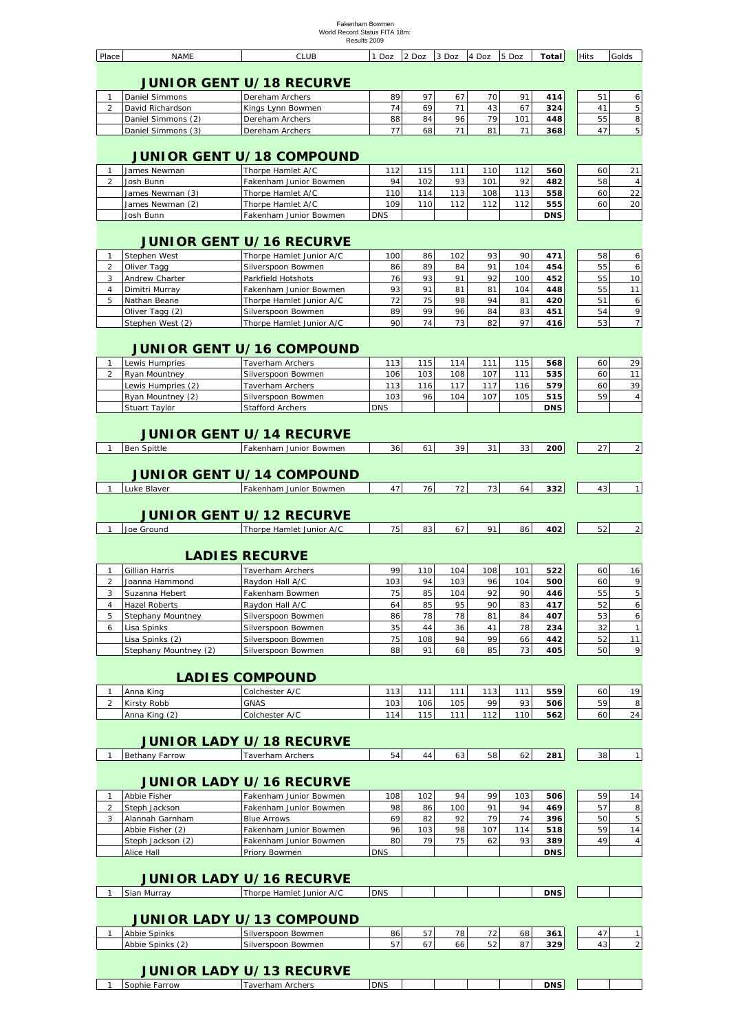Fakenham Bowmen
World Record Status FITA 18m:
Results 2009

| Place | NAME | CLUB | 1 Doz | 2 Doz | 3 Doz | 4 Doz | 5 Doz | Total | Hits | Golds |
|---|---|---|---|---|---|---|---|---|---|---|
| | **JUNIOR GENT U/18 RECURVE** | | | | | | | | | |
| 1 | Daniel Simmons | Dereham Archers | 89 | 97 | 67 | 70 | 91 | **414** | 51 | 6 |
| 2 | David Richardson | Kings Lynn Bowmen | 74 | 69 | 71 | 43 | 67 | **324** | 41 | 5 |
| | Daniel Simmons (2) | Dereham Archers | 88 | 84 | 96 | 79 | 101 | **448** | 55 | 8 |
| | Daniel Simmons (3) | Dereham Archers | 77 | 68 | 71 | 81 | 71 | **368** | 47 | 5 |
| | **JUNIOR GENT U/18 COMPOUND** | | | | | | | | | |
| 1 | James Newman | Thorpe Hamlet A/C | 112 | 115 | 111 | 110 | 112 | **560** | 60 | 21 |
| 2 | Josh Bunn | Fakenham Junior Bowmen | 94 | 102 | 93 | 101 | 92 | **482** | 58 | 4 |
| | James Newman (3) | Thorpe Hamlet A/C | 110 | 114 | 113 | 108 | 113 | **558** | 60 | 22 |
| | James Newman (2) | Thorpe Hamlet A/C | 109 | 110 | 112 | 112 | 112 | **555** | 60 | 20 |
| | Josh Bunn | Fakenham Junior Bowmen | DNS | | | | | **DNS** | | |
| | **JUNIOR GENT U/16 RECURVE** | | | | | | | | | |
| 1 | Stephen West | Thorpe Hamlet Junior A/C | 100 | 86 | 102 | 93 | 90 | **471** | 58 | 6 |
| 2 | Oliver Tagg | Silverspoon Bowmen | 86 | 89 | 84 | 91 | 104 | **454** | 55 | 6 |
| 3 | Andrew Charter | Parkfield Hotshots | 76 | 93 | 91 | 92 | 100 | **452** | 55 | 10 |
| 4 | Dimitri Murray | Fakenham Junior Bowmen | 93 | 91 | 81 | 81 | 104 | **448** | 55 | 11 |
| 5 | Nathan Beane | Thorpe Hamlet Junior A/C | 72 | 75 | 98 | 94 | 81 | **420** | 51 | 6 |
| | Oliver Tagg (2) | Silverspoon Bowmen | 89 | 99 | 96 | 84 | 83 | **451** | 54 | 9 |
| | Stephen West (2) | Thorpe Hamlet Junior A/C | 90 | 74 | 73 | 82 | 97 | **416** | 53 | 7 |
| | **JUNIOR GENT U/16 COMPOUND** | | | | | | | | | |
| 1 | Lewis Humpries | Taverham Archers | 113 | 115 | 114 | 111 | 115 | **568** | 60 | 29 |
| 2 | Ryan Mountney | Silverspoon Bowmen | 106 | 103 | 108 | 107 | 111 | **535** | 60 | 11 |
| | Lewis Humpries (2) | Taverham Archers | 113 | 116 | 117 | 117 | 116 | **579** | 60 | 39 |
| | Ryan Mountney (2) | Silverspoon Bowmen | 103 | 96 | 104 | 107 | 105 | **515** | 59 | 4 |
| | Stuart Taylor | Stafford Archers | DNS | | | | | **DNS** | | |
| | **JUNIOR GENT U/14 RECURVE** | | | | | | | | | |
| 1 | Ben Spittle | Fakenham Junior Bowmen | 36 | 61 | 39 | 31 | 33 | **200** | 27 | 2 |
| | **JUNIOR GENT U/14 COMPOUND** | | | | | | | | | |
| 1 | Luke Blaver | Fakenham Junior Bowmen | 47 | 76 | 72 | 73 | 64 | **332** | 43 | 1 |
| | **JUNIOR GENT U/12 RECURVE** | | | | | | | | | |
| 1 | Joe Ground | Thorpe Hamlet Junior A/C | 75 | 83 | 67 | 91 | 86 | **402** | 52 | 2 |
| | **LADIES RECURVE** | | | | | | | | | |
| 1 | Gillian Harris | Taverham Archers | 99 | 110 | 104 | 108 | 101 | **522** | 60 | 16 |
| 2 | Joanna Hammond | Raydon Hall A/C | 103 | 94 | 103 | 96 | 104 | **500** | 60 | 9 |
| 3 | Suzanna Hebert | Fakenham Bowmen | 75 | 85 | 104 | 92 | 90 | **446** | 55 | 5 |
| 4 | Hazel Roberts | Raydon Hall A/C | 64 | 85 | 95 | 90 | 83 | **417** | 52 | 6 |
| 5 | Stephany Mountney | Silverspoon Bowmen | 86 | 78 | 78 | 81 | 84 | **407** | 53 | 6 |
| 6 | Lisa Spinks | Silverspoon Bowmen | 35 | 44 | 36 | 41 | 78 | **234** | 32 | 1 |
| | Lisa Spinks (2) | Silverspoon Bowmen | 75 | 108 | 94 | 99 | 66 | **442** | 52 | 11 |
| | Stephany Mountney (2) | Silverspoon Bowmen | 88 | 91 | 68 | 85 | 73 | **405** | 50 | 9 |
| | **LADIES COMPOUND** | | | | | | | | | |
| 1 | Anna King | Colchester A/C | 113 | 111 | 111 | 113 | 111 | **559** | 60 | 19 |
| 2 | Kirsty Robb | GNAS | 103 | 106 | 105 | 99 | 93 | **506** | 59 | 8 |
| | Anna King (2) | Colchester A/C | 114 | 115 | 111 | 112 | 110 | **562** | 60 | 24 |
| | **JUNIOR LADY U/18 RECURVE** | | | | | | | | | |
| 1 | Bethany Farrow | Taverham Archers | 54 | 44 | 63 | 58 | 62 | **281** | 38 | 1 |
| | **JUNIOR LADY U/16 RECURVE** | | | | | | | | | |
| 1 | Abbie Fisher | Fakenham Junior Bowmen | 108 | 102 | 94 | 99 | 103 | **506** | 59 | 14 |
| 2 | Steph Jackson | Fakenham Junior Bowmen | 98 | 86 | 100 | 91 | 94 | **469** | 57 | 8 |
| 3 | Alannah Garnham | Blue Arrows | 69 | 82 | 92 | 79 | 74 | **396** | 50 | 5 |
| | Abbie Fisher (2) | Fakenham Junior Bowmen | 96 | 103 | 98 | 107 | 114 | **518** | 59 | 14 |
| | Steph Jackson (2) | Fakenham Junior Bowmen | 80 | 79 | 75 | 62 | 93 | **389** | 49 | 4 |
| | Alice Hall | Priory Bowmen | DNS | | | | | **DNS** | | |
| | **JUNIOR LADY U/16 RECURVE** | | | | | | | | | |
| 1 | Sian Murray | Thorpe Hamlet Junior A/C | DNS | | | | | **DNS** | | |
| | **JUNIOR LADY U/13 COMPOUND** | | | | | | | | | |
| 1 | Abbie Spinks | Silverspoon Bowmen | 86 | 57 | 78 | 72 | 68 | **361** | 47 | 1 |
| | Abbie Spinks (2) | Silverspoon Bowmen | 57 | 67 | 66 | 52 | 87 | **329** | 43 | 2 |
| | **JUNIOR LADY U/13 RECURVE** | | | | | | | | | |
| 1 | Sophie Farrow | Taverham Archers | DNS | | | | | **DNS** | | |